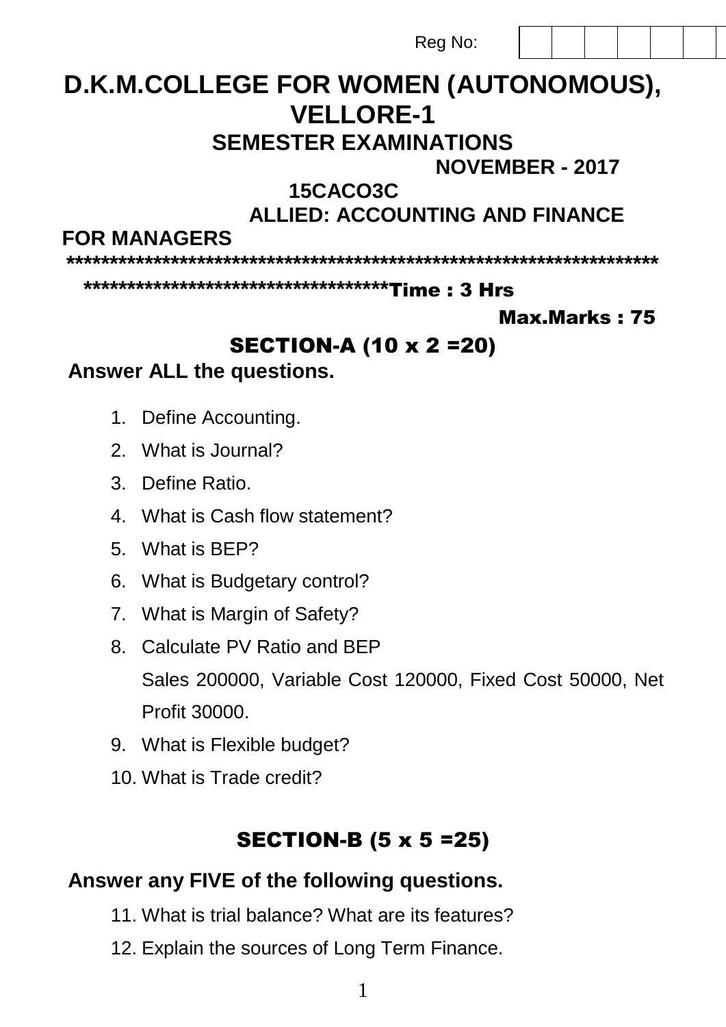Reg No:

# D.K.M.COLLEGE FOR WOMEN (AUTONOMOUS), VELLORE-1

## SEMESTER EXAMINATIONS

**NOVEMBER - 2017**

**15CACO3C**

**ALLIED: ACCOUNTING AND FINANCE FOR MANAGERS**

**Time : 3 Hrs**

**Max.Marks : 75**

## SECTION-A (10 x 2 =20)

**Answer ALL the questions.**

1. Define Accounting.
2. What is Journal?
3. Define Ratio.
4. What is Cash flow statement?
5. What is BEP?
6. What is Budgetary control?
7. What is Margin of Safety?
8. Calculate PV Ratio and BEP

   Sales 200000, Variable Cost 120000, Fixed Cost 50000, Net Profit 30000.
9. What is Flexible budget?
10. What is Trade credit?

## SECTION-B (5 x 5 =25)

**Answer any FIVE of the following questions.**

11. What is trial balance? What are its features?
12. Explain the sources of Long Term Finance.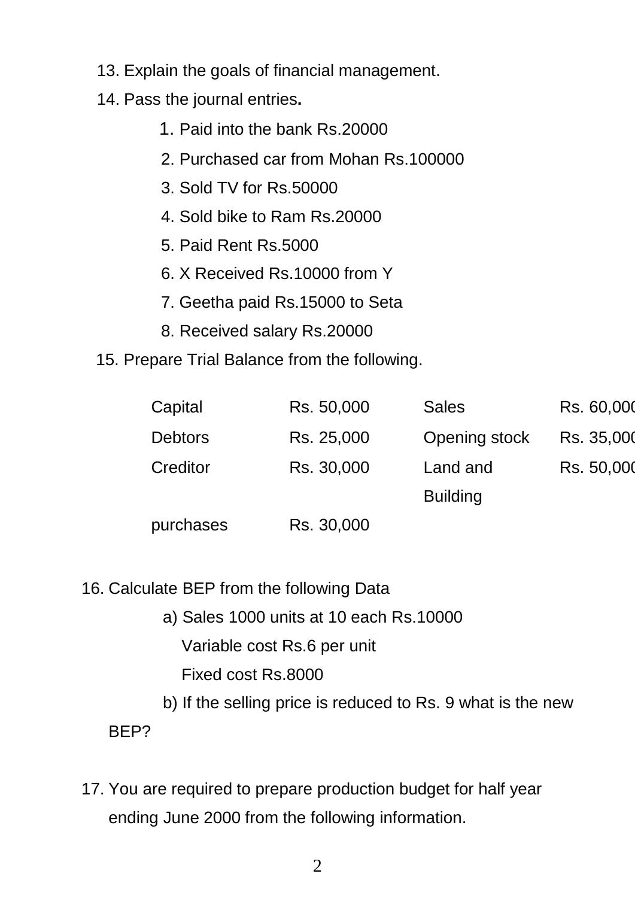13. Explain the goals of financial management.
14. Pass the journal entries**.**
    1. Paid into the bank Rs.20000
    2. Purchased car from Mohan Rs.100000
    3. Sold TV for Rs.50000
    4. Sold bike to Ram Rs.20000
    5. Paid Rent Rs.5000
    6. X Received Rs.10000 from Y
    7. Geetha paid Rs.15000 to Seta
    8. Received salary Rs.20000
15. Prepare Trial Balance from the following.

| | | | |
|---|---|---|---|
| Capital | Rs. 50,000 | Sales | Rs. 60,000 |
| Debtors | Rs. 25,000 | Opening stock | Rs. 35,000 |
| Creditor | Rs. 30,000 | Land and Building | Rs. 50,000 |
| purchases | Rs. 30,000 | | |

16. Calculate BEP from the following Data

    a) Sales 1000 units at 10 each Rs.10000
       Variable cost Rs.6 per unit
       Fixed cost Rs.8000

    b) If the selling price is reduced to Rs. 9 what is the new BEP?

17. You are required to prepare production budget for half year ending June 2000 from the following information.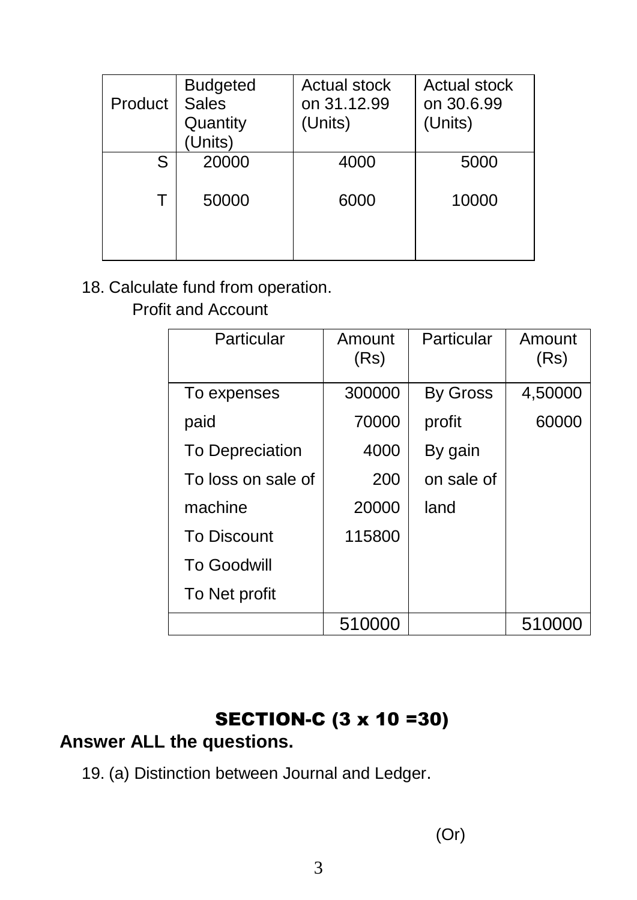| Product | Budgeted Sales Quantity (Units) | Actual stock on 31.12.99 (Units) | Actual stock on 30.6.99 (Units) |
|---|---|---|---|
| S | 20000 | 4000 | 5000 |
| T | 50000 | 6000 | 10000 |

18. Calculate fund from operation.

Profit and Account

| Particular | Amount (Rs) | Particular | Amount (Rs) |
|---|---|---|---|
| To expenses paid | 300000 | By Gross profit | 4,50000 |
| To Depreciation | 70000 | By gain on sale of land | 60000 |
| To loss on sale of machine | 4000 | | |
| To Discount | 200 | | |
| To Goodwill | 20000 | | |
| To Net profit | 115800 | | |
| | 510000 | | 510000 |

## SECTION-C (3 x 10 =30)

**Answer ALL the questions.**

19. (a) Distinction between Journal and Ledger.

(Or)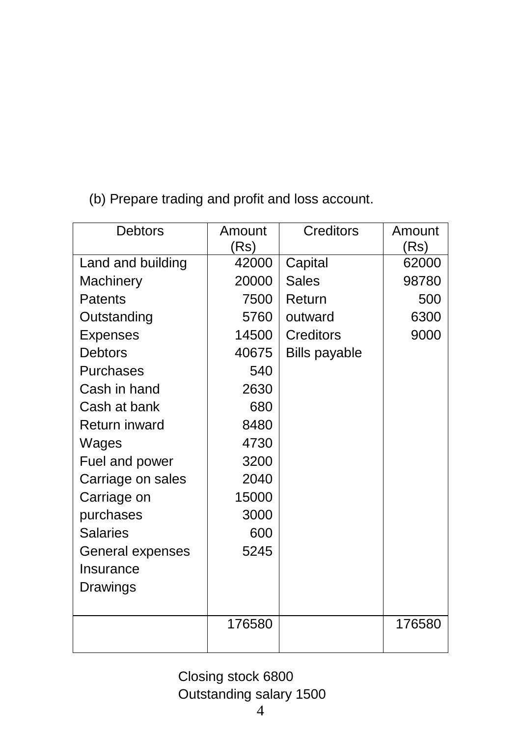(b) Prepare trading and profit and loss account.

| Debtors | Amount (Rs) | Creditors | Amount (Rs) |
|---|---|---|---|
| Land and building | 42000 | Capital | 62000 |
| Machinery | 20000 | Sales | 98780 |
| Patents | 7500 | Return | 500 |
| Outstanding | 5760 | outward | 6300 |
| Expenses | 14500 | Creditors | 9000 |
| Debtors | 40675 | Bills payable | |
| Purchases | 540 | | |
| Cash in hand | 2630 | | |
| Cash at bank | 680 | | |
| Return inward | 8480 | | |
| Wages | 4730 | | |
| Fuel and power | 3200 | | |
| Carriage on sales | 2040 | | |
| Carriage on | 15000 | | |
| purchases | 3000 | | |
| Salaries | 600 | | |
| General expenses | 5245 | | |
| Insurance | | | |
| Drawings | | | |
| | 176580 | | 176580 |

Closing stock 6800

Outstanding salary 1500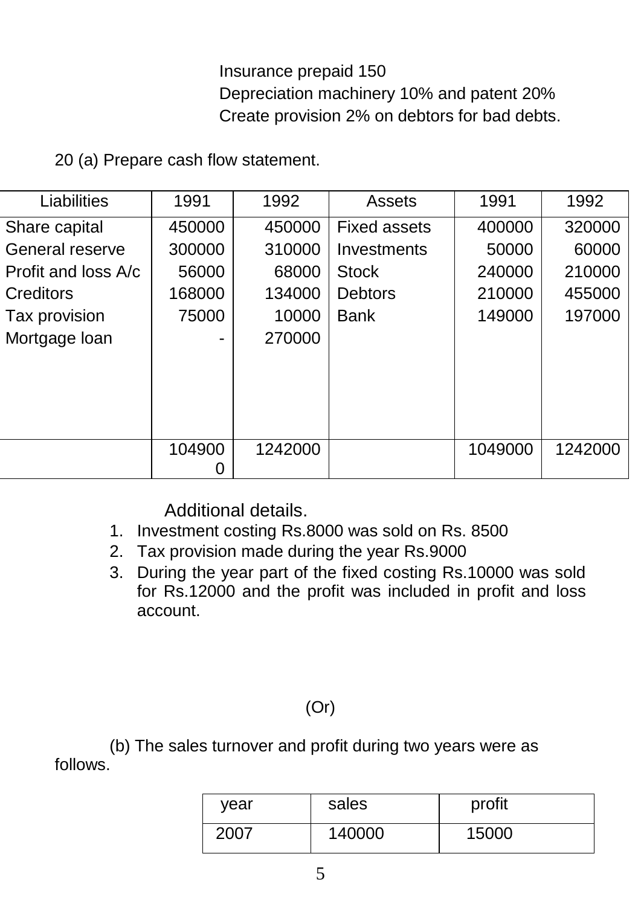Insurance prepaid 150
Depreciation machinery 10% and patent 20%
Create provision 2% on debtors for bad debts.

20 (a) Prepare cash flow statement.

| Liabilities | 1991 | 1992 | Assets | 1991 | 1992 |
|---|---|---|---|---|---|
| Share capital | 450000 | 450000 | Fixed assets | 400000 | 320000 |
| General reserve | 300000 | 310000 | Investments | 50000 | 60000 |
| Profit and loss A/c | 56000 | 68000 | Stock | 240000 | 210000 |
| Creditors | 168000 | 134000 | Debtors | 210000 | 455000 |
| Tax provision | 75000 | 10000 | Bank | 149000 | 197000 |
| Mortgage loan | - | 270000 | | | |
| | 1049000 | 1242000 | | 1049000 | 1242000 |

Additional details.

1. Investment costing Rs.8000 was sold on Rs. 8500
2. Tax provision made during the year Rs.9000
3. During the year part of the fixed costing Rs.10000 was sold for Rs.12000 and the profit was included in profit and loss account.

(Or)

(b) The sales turnover and profit during two years were as follows.

| year | sales | profit |
|---|---|---|
| 2007 | 140000 | 15000 |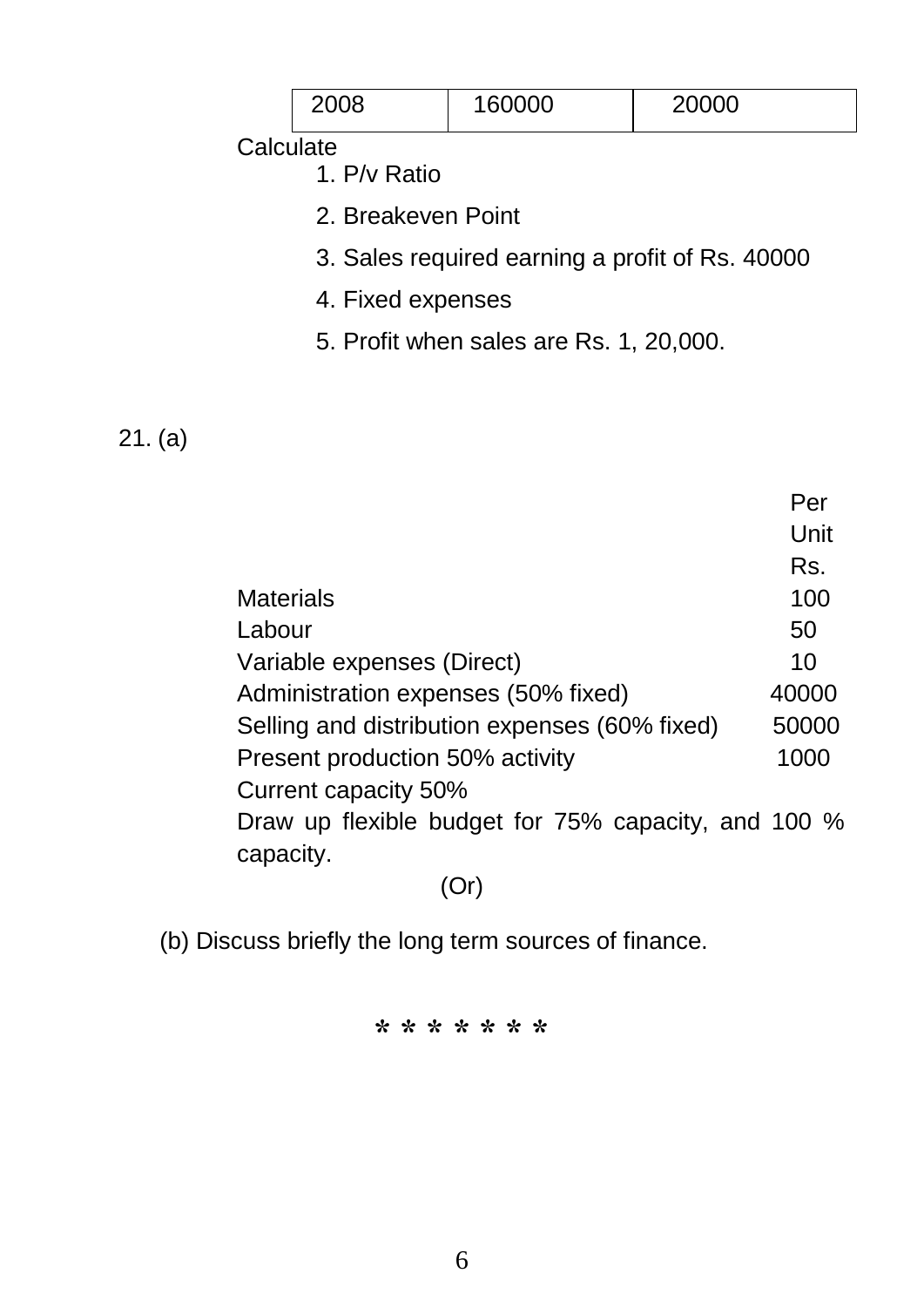| | | |
|---|---|---|
| 2008 | 160000 | 20000 |

Calculate

1. P/v Ratio
2. Breakeven Point
3. Sales required earning a profit of Rs. 40000
4. Fixed expenses
5. Profit when sales are Rs. 1, 20,000.

21. (a)

| | Per Unit Rs. |
|---|---|
| Materials | 100 |
| Labour | 50 |
| Variable expenses (Direct) | 10 |
| Administration expenses (50% fixed) | 40000 |
| Selling and distribution expenses (60% fixed) | 50000 |
| Present production 50% activity | 1000 |

Current capacity 50%

Draw up flexible budget for 75% capacity, and 100 % capacity.

(Or)

(b) Discuss briefly the long term sources of finance.

* * * * * * *